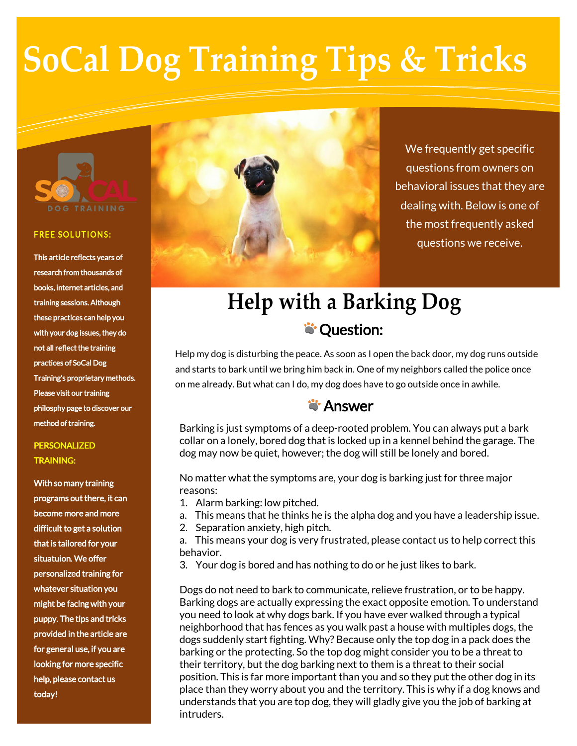# SoCal Dog Training Tips & Tricks

SO CAL DOG TRAINING

**FREE SOLUTIONS:**

This article reflects years of research from thousands of books, internet articles, and training sessions. Although these practices can help you with your dog issues, they do not all reflect the training practices of SoCal Dog Training's proprietary methods. Please visit our training philosophy page to discover our method of training.

**PERSONALIZED TRAINING:**

With so many training programs out there, it can become more and more difficult to get a solution that is tailored for your situatuion. We offer personalized training for whatever situation you might be facing with your puppy. The tips and tricks provided in the article are for general use, if you are looking for more specific help, please contact us today!

We frequently get specific questions from owners on behavioral issues that they are dealing with. Below is one of the most frequently asked questions we receive.

## Help with a Barking Dog

### Question:

Help my dog is disturbing the peace. As soon as I open the back door, my dog runs outside and starts to bark until we bring him back in. One of my neighbors called the police once on me already. But what can I do, my dog does have to go outside once in awhile.

### Answer

Barking is just symptoms of a deep-rooted problem. You can always put a bark collar on a lonely, bored dog that is locked up in a kennel behind the garage. The dog may now be quiet, however; the dog will still be lonely and bored.

No matter what the symptoms are, your dog is barking just for three major reasons:

1. Alarm barking: low pitched.
   a. This means that he thinks he is the alpha dog and you have a leadership issue.
2. Separation anxiety, high pitch.
   a. This means your dog is very frustrated, please contact us to help correct this behavior.
3. Your dog is bored and has nothing to do or he just likes to bark.

Dogs do not need to bark to communicate, relieve frustration, or to be happy. Barking dogs are actually expressing the exact opposite emotion. To understand you need to look at why dogs bark. If you have ever walked through a typical neighborhood that has fences as you walk past a house with multiples dogs, the dogs suddenly start fighting. Why? Because only the top dog in a pack does the barking or the protecting. So the top dog might consider you to be a threat to their territory, but the dog barking next to them is a threat to their social position. This is far more important than you and so they put the other dog in its place than they worry about you and the territory. This is why if a dog knows and understands that you are top dog, they will gladly give you the job of barking at intruders.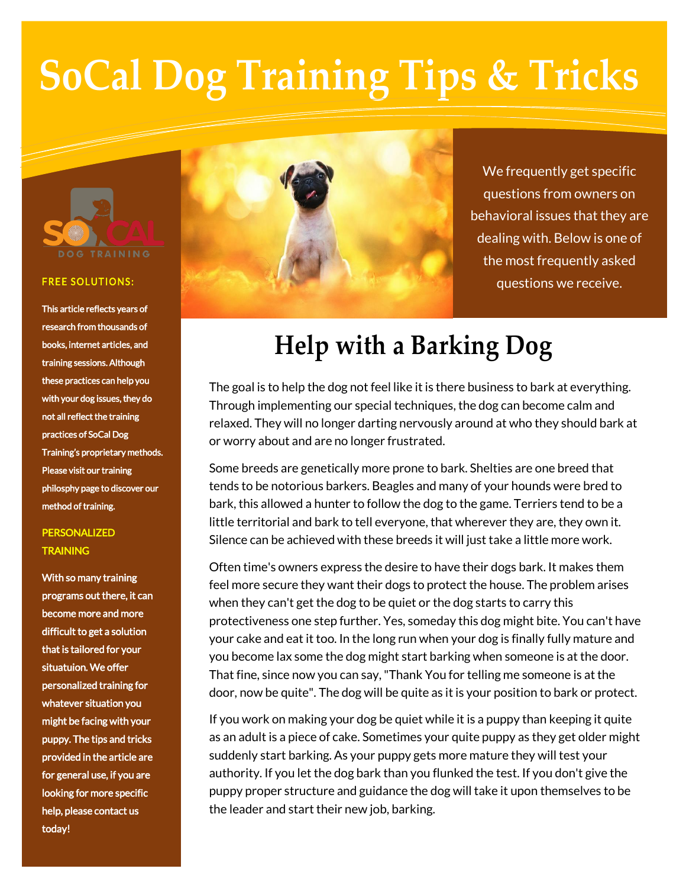# SoCal Dog Training Tips & Tricks

SOCAL DOG TRAINING

**FREE SOLUTIONS:**

This article reflects years of research from thousands of books, internet articles, and training sessions. Although these practices can help you with your dog issues, they do not all reflect the training practices of SoCal Dog Training's proprietary methods. Please visit our training philosophy page to discover our method of training.

**PERSONALIZED TRAINING**

With so many training programs out there, it can become more and more difficult to get a solution that is tailored for your situatuion. We offer personalized training for whatever situation you might be facing with your puppy. The tips and tricks provided in the article are for general use, if you are looking for more specific help, please contact us today!

We frequently get specific questions from owners on behavioral issues that they are dealing with. Below is one of the most frequently asked questions we receive.

## Help with a Barking Dog

The goal is to help the dog not feel like it is there business to bark at everything. Through implementing our special techniques, the dog can become calm and relaxed. They will no longer darting nervously around at who they should bark at or worry about and are no longer frustrated.

Some breeds are genetically more prone to bark. Shelties are one breed that tends to be notorious barkers. Beagles and many of your hounds were bred to bark, this allowed a hunter to follow the dog to the game. Terriers tend to be a little territorial and bark to tell everyone, that wherever they are, they own it. Silence can be achieved with these breeds it will just take a little more work.

Often time's owners express the desire to have their dogs bark. It makes them feel more secure they want their dogs to protect the house. The problem arises when they can't get the dog to be quiet or the dog starts to carry this protectiveness one step further. Yes, someday this dog might bite. You can't have your cake and eat it too. In the long run when your dog is finally fully mature and you become lax some the dog might start barking when someone is at the door. That fine, since now you can say, "Thank You for telling me someone is at the door, now be quite". The dog will be quite as it is your position to bark or protect.

If you work on making your dog be quiet while it is a puppy than keeping it quite as an adult is a piece of cake. Sometimes your quite puppy as they get older might suddenly start barking. As your puppy gets more mature they will test your authority. If you let the dog bark than you flunked the test. If you don't give the puppy proper structure and guidance the dog will take it upon themselves to be the leader and start their new job, barking.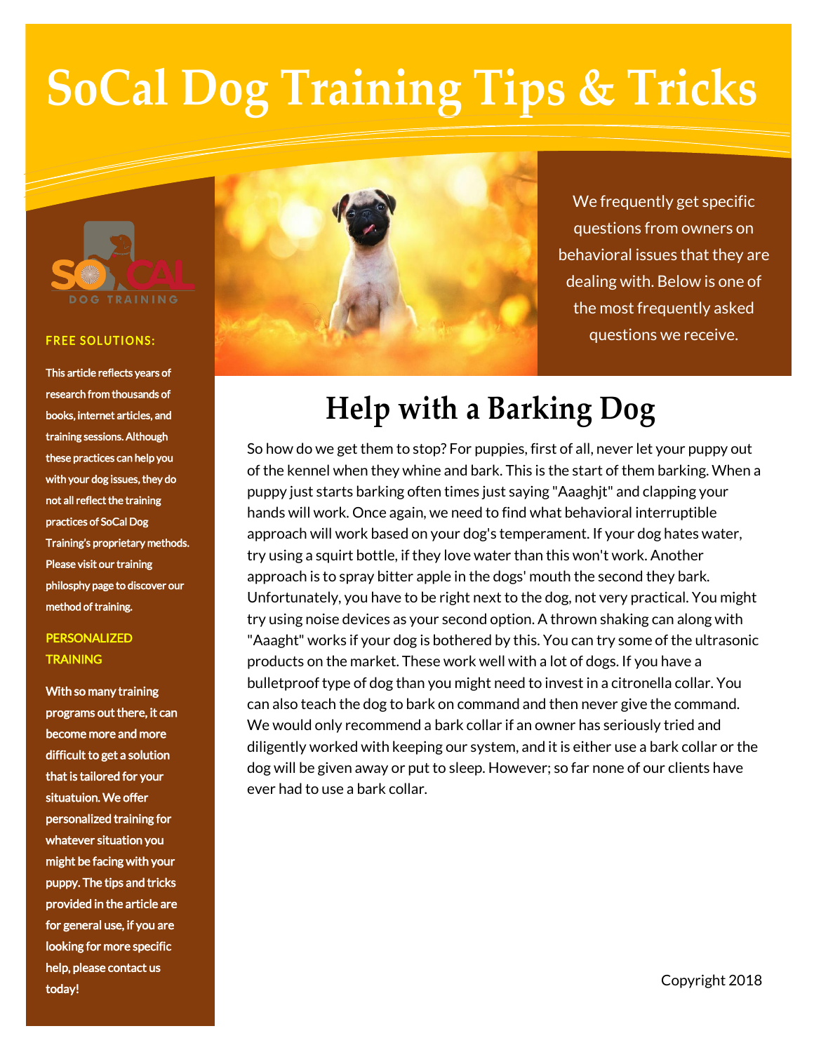# SoCal Dog Training Tips & Tricks

SO CAL DOG TRAINING

**FREE SOLUTIONS:**

This article reflects years of research from thousands of books, internet articles, and training sessions. Although these practices can help you with your dog issues, they do not all reflect the training practices of SoCal Dog Training's proprietary methods. Please visit our training philosophy page to discover our method of training.

**PERSONALIZED TRAINING**

With so many training programs out there, it can become more and more difficult to get a solution that is tailored for your situatuion. We offer personalized training for whatever situation you might be facing with your puppy. The tips and tricks provided in the article are for general use, if you are looking for more specific help, please contact us today!

We frequently get specific questions from owners on behavioral issues that they are dealing with. Below is one of the most frequently asked questions we receive.

## Help with a Barking Dog

So how do we get them to stop? For puppies, first of all, never let your puppy out of the kennel when they whine and bark. This is the start of them barking. When a puppy just starts barking often times just saying "Aaaghjt" and clapping your hands will work. Once again, we need to find what behavioral interruptible approach will work based on your dog's temperament. If your dog hates water, try using a squirt bottle, if they love water than this won't work. Another approach is to spray bitter apple in the dogs' mouth the second they bark. Unfortunately, you have to be right next to the dog, not very practical. You might try using noise devices as your second option. A thrown shaking can along with "Aaaght" works if your dog is bothered by this. You can try some of the ultrasonic products on the market. These work well with a lot of dogs. If you have a bulletproof type of dog than you might need to invest in a citronella collar. You can also teach the dog to bark on command and then never give the command. We would only recommend a bark collar if an owner has seriously tried and diligently worked with keeping our system, and it is either use a bark collar or the dog will be given away or put to sleep. However; so far none of our clients have ever had to use a bark collar.

Copyright 2018